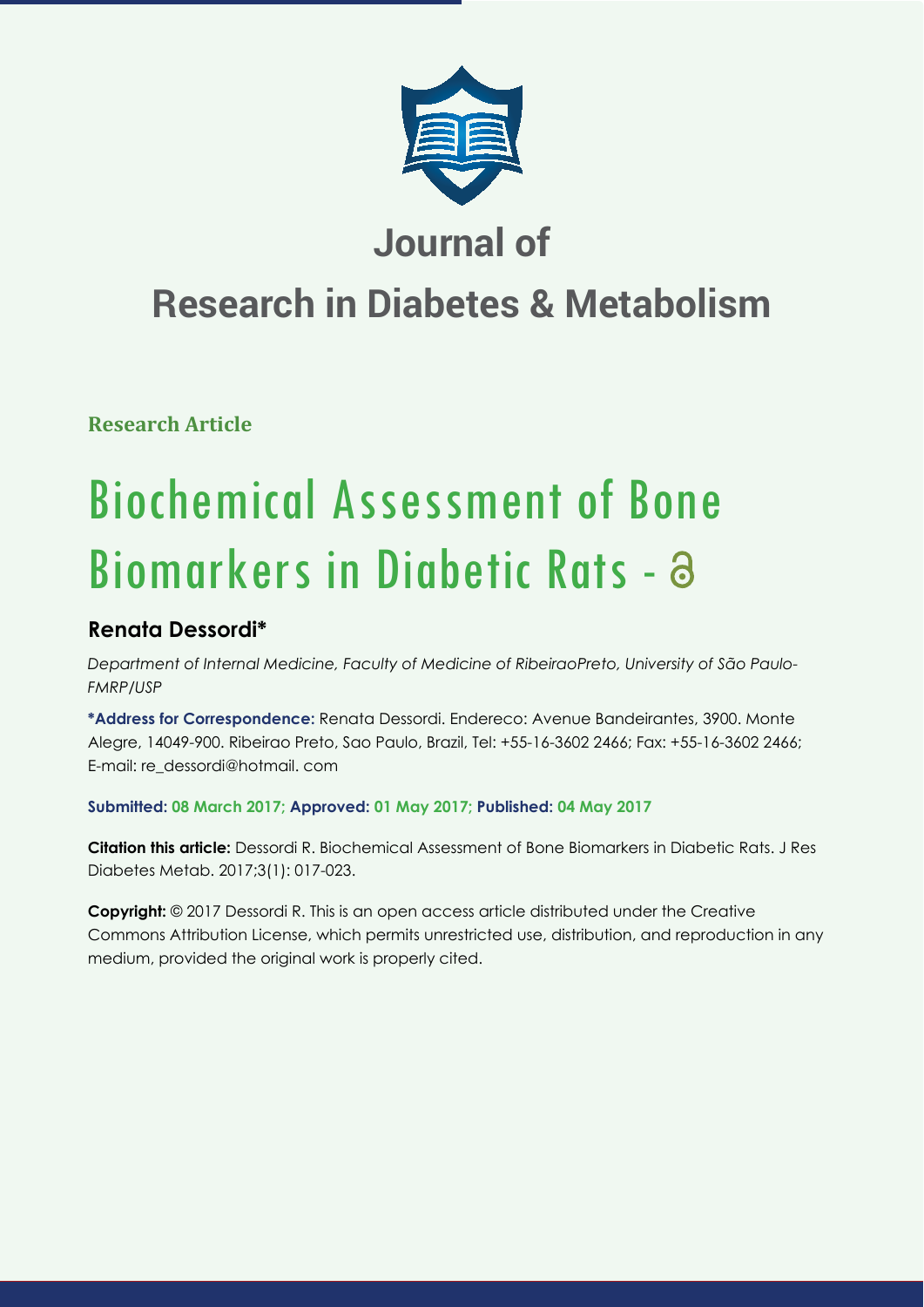# Journal of

# Research in Diabetes & Metabolism

**Research Article**

# Biochemical Assessment of Bone Biomarkers in Diabetic Rats -

## Renata Dessordi*

*Department of Internal Medicine, Faculty of Medicine of RibeiraoPreto, University of São Paulo-FMRP/USP*

**\*Address for Correspondence:** Renata Dessordi. Endereco: Avenue Bandeirantes, 3900. Monte Alegre, 14049-900. Ribeirao Preto, Sao Paulo, Brazil, Tel: +55-16-3602 2466; Fax: +55-16-3602 2466; E-mail: re_dessordi@hotmail. com

**Submitted: 08 March 2017; Approved: 01 May 2017; Published: 04 May 2017**

**Citation this article:** Dessordi R. Biochemical Assessment of Bone Biomarkers in Diabetic Rats. J Res Diabetes Metab. 2017;3(1): 017-023.

**Copyright:** © 2017 Dessordi R. This is an open access article distributed under the Creative Commons Attribution License, which permits unrestricted use, distribution, and reproduction in any medium, provided the original work is properly cited.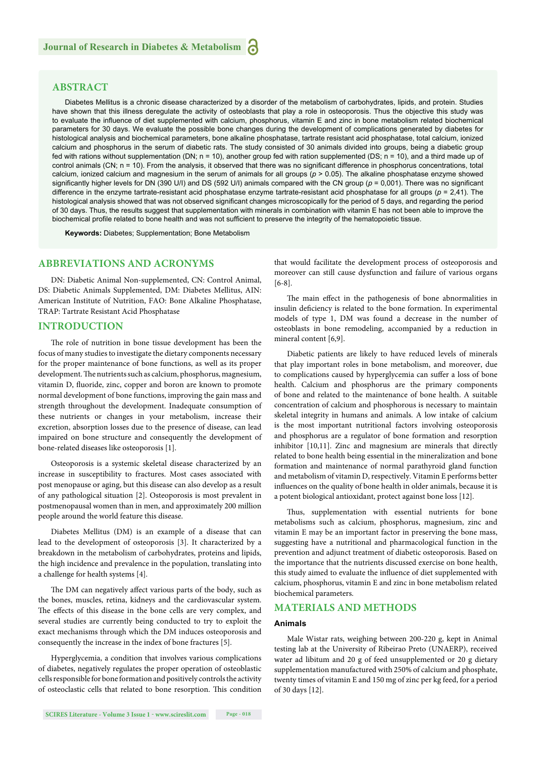## ABSTRACT

Diabetes Mellitus is a chronic disease characterized by a disorder of the metabolism of carbohydrates, lipids, and protein. Studies have shown that this illness deregulate the activity of osteoblasts that play a role in osteoporosis. Thus the objective this study was to evaluate the influence of diet supplemented with calcium, phosphorus, vitamin E and zinc in bone metabolism related biochemical parameters for 30 days. We evaluate the possible bone changes during the development of complications generated by diabetes for histological analysis and biochemical parameters, bone alkaline phosphatase, tartrate resistant acid phosphatase, total calcium, ionized calcium and phosphorus in the serum of diabetic rats. The study consisted of 30 animals divided into groups, being a diabetic group fed with rations without supplementation (DN; n = 10), another group fed with ration supplemented (DS; n = 10), and a third made up of control animals (CN; n = 10). From the analysis, it observed that there was no significant difference in phosphorus concentrations, total calcium, ionized calcium and magnesium in the serum of animals for all groups ($p > 0.05$). The alkaline phosphatase enzyme showed significantly higher levels for DN (390 U/l) and DS (592 U/l) animals compared with the CN group ($p = 0{,}001$). There was no significant difference in the enzyme tartrate-resistant acid phosphatase enzyme tartrate-resistant acid phosphatase for all groups ($p = 2{,}41$). The histological analysis showed that was not observed significant changes microscopically for the period of 5 days, and regarding the period of 30 days. Thus, the results suggest that supplementation with minerals in combination with vitamin E has not been able to improve the biochemical profile related to bone health and was not sufficient to preserve the integrity of the hematopoietic tissue.

**Keywords:** Diabetes; Supplementation; Bone Metabolism

## ABBREVIATIONS AND ACRONYMS

DN: Diabetic Animal Non-supplemented, CN: Control Animal, DS: Diabetic Animals Supplemented, DM: Diabetes Mellitus, AIN: American Institute of Nutrition, FAO: Bone Alkaline Phosphatase, TRAP: Tartrate Resistant Acid Phosphatase

## INTRODUCTION

The role of nutrition in bone tissue development has been the focus of many studies to investigate the dietary components necessary for the proper maintenance of bone functions, as well as its proper development. The nutrients such as calcium, phosphorus, magnesium, vitamin D, fluoride, zinc, copper and boron are known to promote normal development of bone functions, improving the gain mass and strength throughout the development. Inadequate consumption of these nutrients or changes in your metabolism, increase their excretion, absorption losses due to the presence of disease, can lead impaired on bone structure and consequently the development of bone-related diseases like osteoporosis [1].

Osteoporosis is a systemic skeletal disease characterized by an increase in susceptibility to fractures. Most cases associated with post menopause or aging, but this disease can also develop as a result of any pathological situation [2]. Osteoporosis is most prevalent in postmenopausal women than in men, and approximately 200 million people around the world feature this disease.

Diabetes Mellitus (DM) is an example of a disease that can lead to the development of osteoporosis [3]. It characterized by a breakdown in the metabolism of carbohydrates, proteins and lipids, the high incidence and prevalence in the population, translating into a challenge for health systems [4].

The DM can negatively affect various parts of the body, such as the bones, muscles, retina, kidneys and the cardiovascular system. The effects of this disease in the bone cells are very complex, and several studies are currently being conducted to try to exploit the exact mechanisms through which the DM induces osteoporosis and consequently the increase in the index of bone fractures [5].

Hyperglycemia, a condition that involves various complications of diabetes, negatively regulates the proper operation of osteoblastic cells responsible for bone formation and positively controls the activity of osteoclastic cells that related to bone resorption. This condition that would facilitate the development process of osteoporosis and moreover can still cause dysfunction and failure of various organs [6-8].

The main effect in the pathogenesis of bone abnormalities in insulin deficiency is related to the bone formation. In experimental models of type 1, DM was found a decrease in the number of osteoblasts in bone remodeling, accompanied by a reduction in mineral content [6,9].

Diabetic patients are likely to have reduced levels of minerals that play important roles in bone metabolism, and moreover, due to complications caused by hyperglycemia can suffer a loss of bone health. Calcium and phosphorus are the primary components of bone and related to the maintenance of bone health. A suitable concentration of calcium and phosphorous is necessary to maintain skeletal integrity in humans and animals. A low intake of calcium is the most important nutritional factors involving osteoporosis and phosphorus are a regulator of bone formation and resorption inhibitor [10,11]. Zinc and magnesium are minerals that directly related to bone health being essential in the mineralization and bone formation and maintenance of normal parathyroid gland function and metabolism of vitamin D, respectively. Vitamin E performs better influences on the quality of bone health in older animals, because it is a potent biological antioxidant, protect against bone loss [12].

Thus, supplementation with essential nutrients for bone metabolisms such as calcium, phosphorus, magnesium, zinc and vitamin E may be an important factor in preserving the bone mass, suggesting have a nutritional and pharmacological function in the prevention and adjunct treatment of diabetic osteoporosis. Based on the importance that the nutrients discussed exercise on bone health, this study aimed to evaluate the influence of diet supplemented with calcium, phosphorus, vitamin E and zinc in bone metabolism related biochemical parameters.

## MATERIALS AND METHODS

### Animals

Male Wistar rats, weighing between 200-220 g, kept in Animal testing lab at the University of Ribeirao Preto (UNAERP), received water ad libitum and 20 g of feed unsupplemented or 20 g dietary supplementation manufactured with 250% of calcium and phosphate, twenty times of vitamin E and 150 mg of zinc per kg feed, for a period of 30 days [12].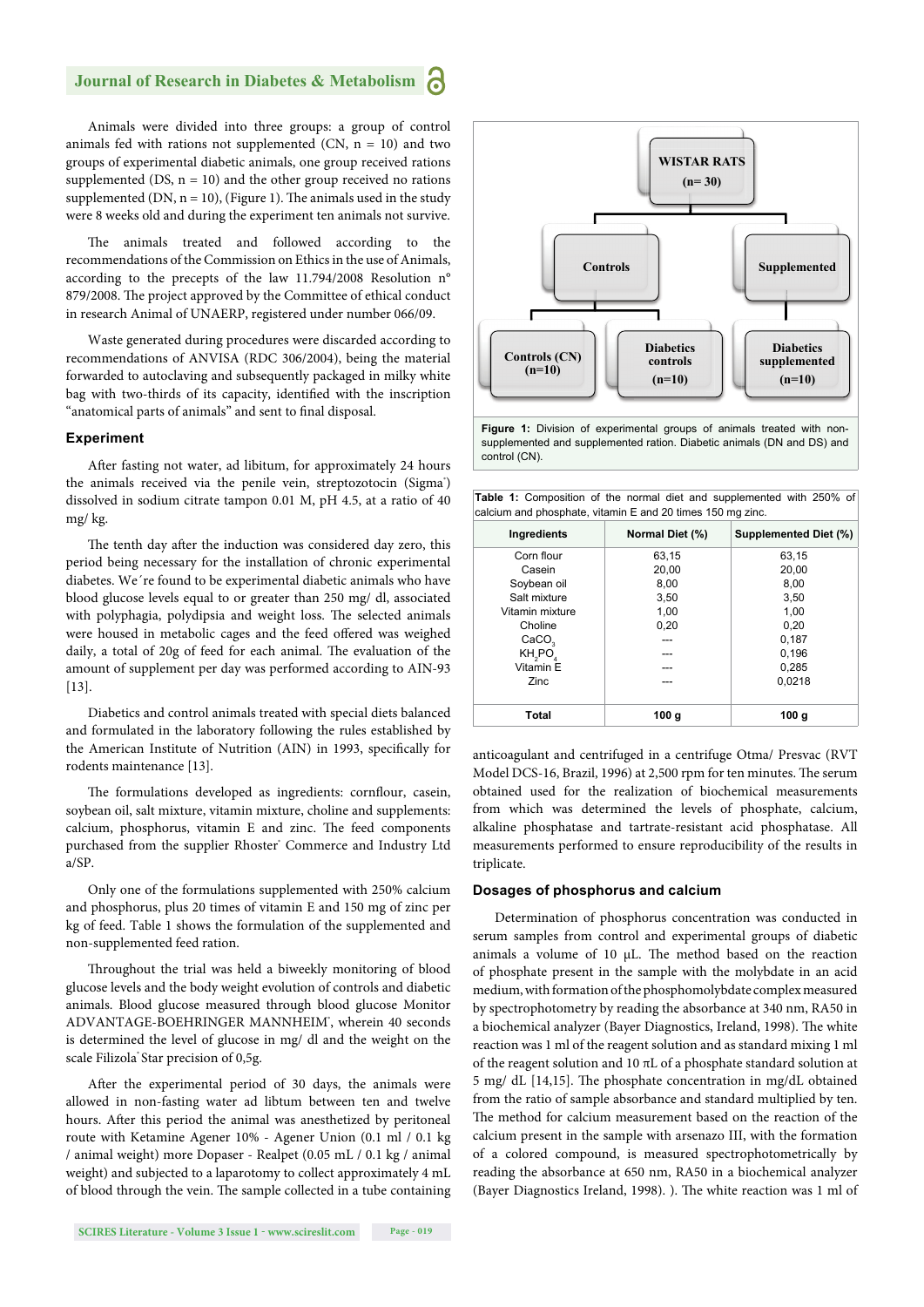Animals were divided into three groups: a group of control animals fed with rations not supplemented (CN, n = 10) and two groups of experimental diabetic animals, one group received rations supplemented (DS, n = 10) and the other group received no rations supplemented (DN, n = 10), (Figure 1). The animals used in the study were 8 weeks old and during the experiment ten animals not survive.

The animals treated and followed according to the recommendations of the Commission on Ethics in the use of Animals, according to the precepts of the law 11.794/2008 Resolution n° 879/2008. The project approved by the Committee of ethical conduct in research Animal of UNAERP, registered under number 066/09.

Waste generated during procedures were discarded according to recommendations of ANVISA (RDC 306/2004), being the material forwarded to autoclaving and subsequently packaged in milky white bag with two-thirds of its capacity, identified with the inscription "anatomical parts of animals" and sent to final disposal.

### Experiment

After fasting not water, ad libitum, for approximately 24 hours the animals received via the penile vein, streptozotocin (Sigma®) dissolved in sodium citrate tampon 0.01 M, pH 4.5, at a ratio of 40 mg/ kg.

The tenth day after the induction was considered day zero, this period being necessary for the installation of chronic experimental diabetes. We´re found to be experimental diabetic animals who have blood glucose levels equal to or greater than 250 mg/ dl, associated with polyphagia, polydipsia and weight loss. The selected animals were housed in metabolic cages and the feed offered was weighed daily, a total of 20g of feed for each animal. The evaluation of the amount of supplement per day was performed according to AIN-93 [13].

Diabetics and control animals treated with special diets balanced and formulated in the laboratory following the rules established by the American Institute of Nutrition (AIN) in 1993, specifically for rodents maintenance [13].

The formulations developed as ingredients: cornflour, casein, soybean oil, salt mixture, vitamin mixture, choline and supplements: calcium, phosphorus, vitamin E and zinc. The feed components purchased from the supplier Rhoster® Commerce and Industry Ltd a/SP.

Only one of the formulations supplemented with 250% calcium and phosphorus, plus 20 times of vitamin E and 150 mg of zinc per kg of feed. Table 1 shows the formulation of the supplemented and non-supplemented feed ration.

Throughout the trial was held a biweekly monitoring of blood glucose levels and the body weight evolution of controls and diabetic animals. Blood glucose measured through blood glucose Monitor ADVANTAGE-BOEHRINGER MANNHEIM®, wherein 40 seconds is determined the level of glucose in mg/ dl and the weight on the scale Filizola® Star precision of 0,5g.

After the experimental period of 30 days, the animals were allowed in non-fasting water ad libtum between ten and twelve hours. After this period the animal was anesthetized by peritoneal route with Ketamine Agener 10% - Agener Union (0.1 ml / 0.1 kg / animal weight) more Dopaser - Realpet (0.05 mL / 0.1 kg / animal weight) and subjected to a laparotomy to collect approximately 4 mL of blood through the vein. The sample collected in a tube containing anticoagulant and centrifuged in a centrifuge Otma/ Presvac (RVT Model DCS-16, Brazil, 1996) at 2,500 rpm for ten minutes. The serum obtained used for the realization of biochemical measurements from which was determined the levels of phosphate, calcium, alkaline phosphatase and tartrate-resistant acid phosphatase. All measurements performed to ensure reproducibility of the results in triplicate.

WISTAR RATS (n= 30) → Controls → Controls (CN) (n=10); Diabetics controls (n=10)
WISTAR RATS (n= 30) → Supplemented → Diabetics supplemented (n=10)

**Figure 1:** Division of experimental groups of animals treated with non-supplemented and supplemented ration. Diabetic animals (DN and DS) and control (CN).

**Table 1:** Composition of the normal diet and supplemented with 250% of calcium and phosphate, vitamin E and 20 times 150 mg zinc.

| Ingredients | Normal Diet (%) | Supplemented Diet (%) |
|---|---|---|
| Corn flour | 63,15 | 63,15 |
| Casein | 20,00 | 20,00 |
| Soybean oil | 8,00 | 8,00 |
| Salt mixture | 3,50 | 3,50 |
| Vitamin mixture | 1,00 | 1,00 |
| Choline | 0,20 | 0,20 |
| $CaCO_3$ | --- | 0,187 |
| $KH_2PO_4$ | --- | 0,196 |
| Vitamin E | --- | 0,285 |
| Zinc | --- | 0,0218 |
| **Total** | **100 g** | **100 g** |

### Dosages of phosphorus and calcium

Determination of phosphorus concentration was conducted in serum samples from control and experimental groups of diabetic animals a volume of 10 µL. The method based on the reaction of phosphate present in the sample with the molybdate in an acid medium, with formation of the phosphomolybdate complex measured by spectrophotometry by reading the absorbance at 340 nm, RA50 in a biochemical analyzer (Bayer Diagnostics, Ireland, 1998). The white reaction was 1 ml of the reagent solution and as standard mixing 1 ml of the reagent solution and 10 πL of a phosphate standard solution at 5 mg/ dL [14,15]. The phosphate concentration in mg/dL obtained from the ratio of sample absorbance and standard multiplied by ten. The method for calcium measurement based on the reaction of the calcium present in the sample with arsenazo III, with the formation of a colored compound, is measured spectrophotometrically by reading the absorbance at 650 nm, RA50 in a biochemical analyzer (Bayer Diagnostics Ireland, 1998). ). The white reaction was 1 ml of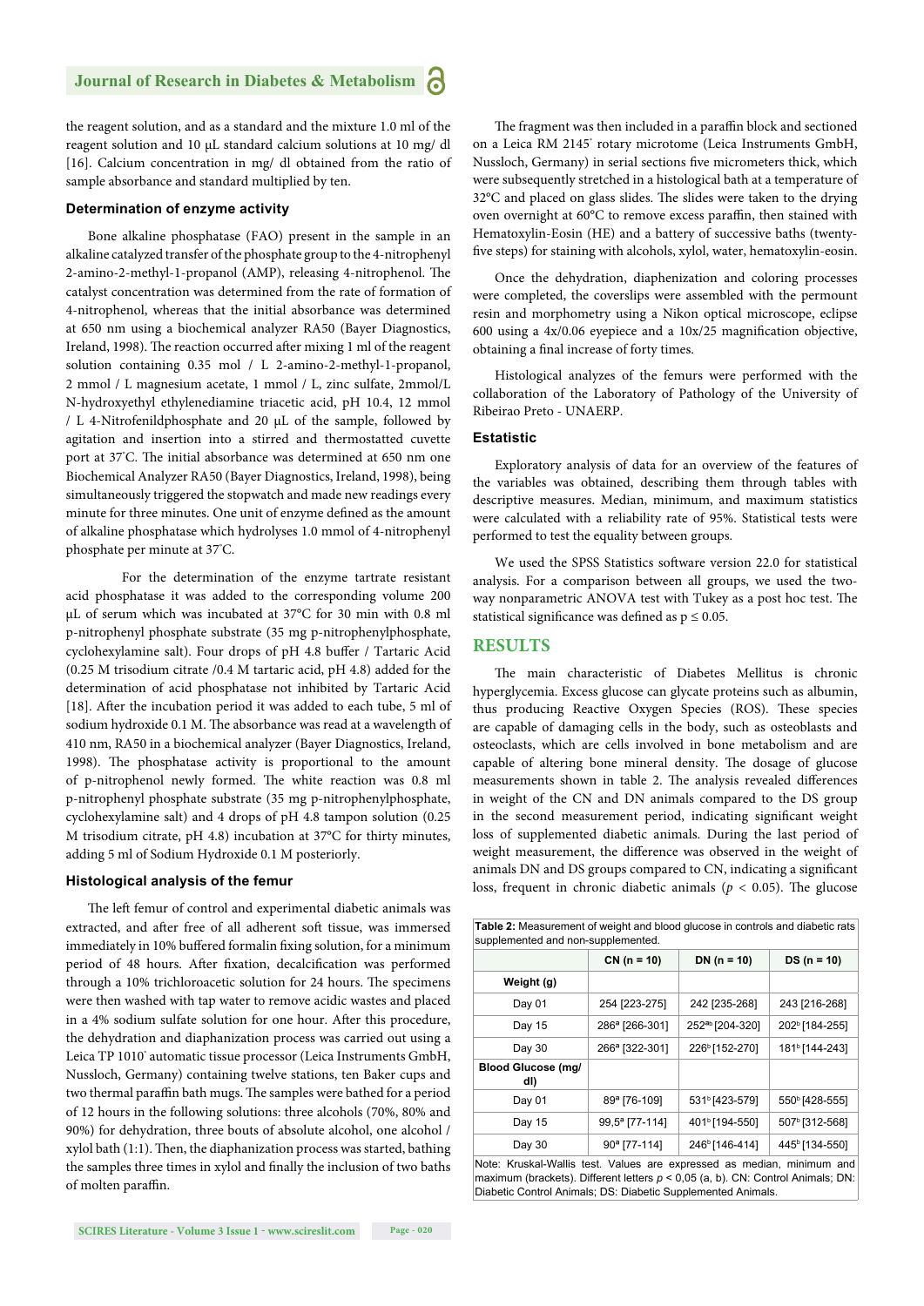the reagent solution, and as a standard and the mixture 1.0 ml of the reagent solution and 10 μL standard calcium solutions at 10 mg/ dl [16]. Calcium concentration in mg/ dl obtained from the ratio of sample absorbance and standard multiplied by ten.

### Determination of enzyme activity

Bone alkaline phosphatase (FAO) present in the sample in an alkaline catalyzed transfer of the phosphate group to the 4-nitrophenyl 2-amino-2-methyl-1-propanol (AMP), releasing 4-nitrophenol. The catalyst concentration was determined from the rate of formation of 4-nitrophenol, whereas that the initial absorbance was determined at 650 nm using a biochemical analyzer RA50 (Bayer Diagnostics, Ireland, 1998). The reaction occurred after mixing 1 ml of the reagent solution containing 0.35 mol / L 2-amino-2-methyl-1-propanol, 2 mmol / L magnesium acetate, 1 mmol / L, zinc sulfate, 2mmol/L N-hydroxyethyl ethylenediamine triacetic acid, pH 10.4, 12 mmol / L 4-Nitrofenildphosphate and 20 μL of the sample, followed by agitation and insertion into a stirred and thermostatted cuvette port at 37°C. The initial absorbance was determined at 650 nm one Biochemical Analyzer RA50 (Bayer Diagnostics, Ireland, 1998), being simultaneously triggered the stopwatch and made new readings every minute for three minutes. One unit of enzyme defined as the amount of alkaline phosphatase which hydrolyses 1.0 mmol of 4-nitrophenyl phosphate per minute at 37°C.

For the determination of the enzyme tartrate resistant acid phosphatase it was added to the corresponding volume 200 μL of serum which was incubated at 37°C for 30 min with 0.8 ml p-nitrophenyl phosphate substrate (35 mg p-nitrophenylphosphate, cyclohexylamine salt). Four drops of pH 4.8 buffer / Tartaric Acid (0.25 M trisodium citrate /0.4 M tartaric acid, pH 4.8) added for the determination of acid phosphatase not inhibited by Tartaric Acid [18]. After the incubation period it was added to each tube, 5 ml of sodium hydroxide 0.1 M. The absorbance was read at a wavelength of 410 nm, RA50 in a biochemical analyzer (Bayer Diagnostics, Ireland, 1998). The phosphatase activity is proportional to the amount of p-nitrophenol newly formed. The white reaction was 0.8 ml p-nitrophenyl phosphate substrate (35 mg p-nitrophenylphosphate, cyclohexylamine salt) and 4 drops of pH 4.8 tampon solution (0.25 M trisodium citrate, pH 4.8) incubation at 37°C for thirty minutes, adding 5 ml of Sodium Hydroxide 0.1 M posteriorly.

### Histological analysis of the femur

The left femur of control and experimental diabetic animals was extracted, and after free of all adherent soft tissue, was immersed immediately in 10% buffered formalin fixing solution, for a minimum period of 48 hours. After fixation, decalcification was performed through a 10% trichloroacetic solution for 24 hours. The specimens were then washed with tap water to remove acidic wastes and placed in a 4% sodium sulfate solution for one hour. After this procedure, the dehydration and diaphanization process was carried out using a Leica TP 1010® automatic tissue processor (Leica Instruments GmbH, Nussloch, Germany) containing twelve stations, ten Baker cups and two thermal paraffin bath mugs. The samples were bathed for a period of 12 hours in the following solutions: three alcohols (70%, 80% and 90%) for dehydration, three bouts of absolute alcohol, one alcohol / xylol bath (1:1). Then, the diaphanization process was started, bathing the samples three times in xylol and finally the inclusion of two baths of molten paraffin.

The fragment was then included in a paraffin block and sectioned on a Leica RM 2145® rotary microtome (Leica Instruments GmbH, Nussloch, Germany) in serial sections five micrometers thick, which were subsequently stretched in a histological bath at a temperature of 32°C and placed on glass slides. The slides were taken to the drying oven overnight at 60°C to remove excess paraffin, then stained with Hematoxylin-Eosin (HE) and a battery of successive baths (twenty-five steps) for staining with alcohols, xylol, water, hematoxylin-eosin.

Once the dehydration, diaphenization and coloring processes were completed, the coverslips were assembled with the permount resin and morphometry using a Nikon optical microscope, eclipse 600 using a 4x/0.06 eyepiece and a 10x/25 magnification objective, obtaining a final increase of forty times.

Histological analyzes of the femurs were performed with the collaboration of the Laboratory of Pathology of the University of Ribeirao Preto - UNAERP.

### Estatistic

Exploratory analysis of data for an overview of the features of the variables was obtained, describing them through tables with descriptive measures. Median, minimum, and maximum statistics were calculated with a reliability rate of 95%. Statistical tests were performed to test the equality between groups.

We used the SPSS Statistics software version 22.0 for statistical analysis. For a comparison between all groups, we used the two-way nonparametric ANOVA test with Tukey as a post hoc test. The statistical significance was defined as $p \leq 0.05$.

## RESULTS

The main characteristic of Diabetes Mellitus is chronic hyperglycemia. Excess glucose can glycate proteins such as albumin, thus producing Reactive Oxygen Species (ROS). These species are capable of damaging cells in the body, such as osteoblasts and osteoclasts, which are cells involved in bone metabolism and are capable of altering bone mineral density. The dosage of glucose measurements shown in table 2. The analysis revealed differences in weight of the CN and DN animals compared to the DS group in the second measurement period, indicating significant weight loss of supplemented diabetic animals. During the last period of weight measurement, the difference was observed in the weight of animals DN and DS groups compared to CN, indicating a significant loss, frequent in chronic diabetic animals ($p < 0.05$). The glucose

**Table 2:** Measurement of weight and blood glucose in controls and diabetic rats supplemented and non-supplemented.

| | CN (n = 10) | DN (n = 10) | DS (n = 10) |
|---|---|---|---|
| **Weight (g)** | | | |
| Day 01 | 254 [223-275] | 242 [235-268] | 243 [216-268] |
| Day 15 | 286ᵃ [266-301] | 252ᵃᵇ [204-320] | 202ᵇ [184-255] |
| Day 30 | 266ᵃ [322-301] | 226ᵇ [152-270] | 181ᵇ [144-243] |
| **Blood Glucose (mg/dl)** | | | |
| Day 01 | 89ᵃ [76-109] | 531ᵇ [423-579] | 550ᵇ [428-555] |
| Day 15 | 99,5ᵃ [77-114] | 401ᵇ [194-550] | 507ᵇ [312-568] |
| Day 30 | 90ᵃ [77-114] | 246ᵇ [146-414] | 445ᵇ [134-550] |

Note: Kruskal-Wallis test. Values are expressed as median, minimum and maximum (brackets). Different letters $p < 0{,}05$ (a, b). CN: Control Animals; DN: Diabetic Control Animals; DS: Diabetic Supplemented Animals.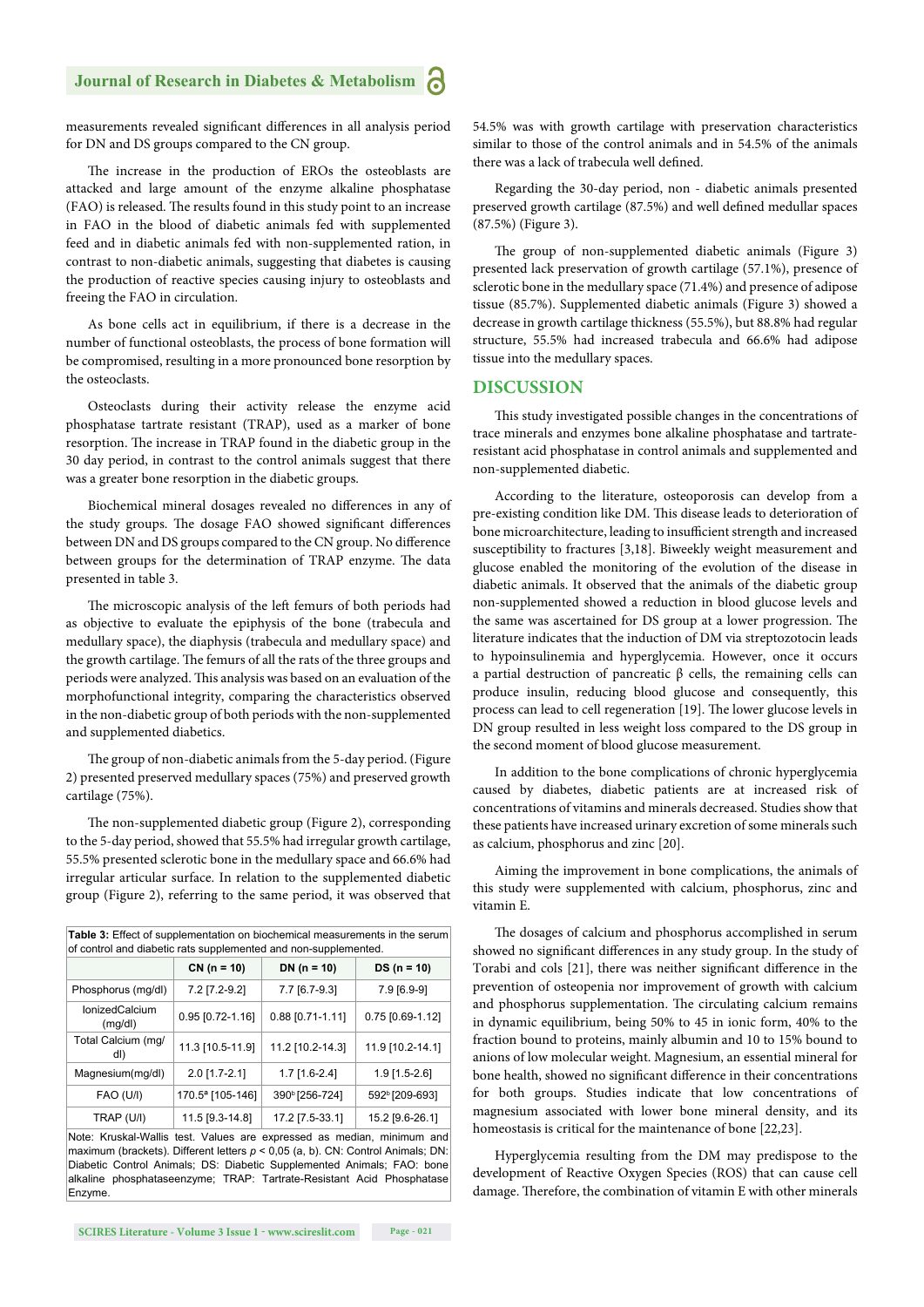measurements revealed significant differences in all analysis period for DN and DS groups compared to the CN group.

The increase in the production of EROs the osteoblasts are attacked and large amount of the enzyme alkaline phosphatase (FAO) is released. The results found in this study point to an increase in FAO in the blood of diabetic animals fed with supplemented feed and in diabetic animals fed with non-supplemented ration, in contrast to non-diabetic animals, suggesting that diabetes is causing the production of reactive species causing injury to osteoblasts and freeing the FAO in circulation.

As bone cells act in equilibrium, if there is a decrease in the number of functional osteoblasts, the process of bone formation will be compromised, resulting in a more pronounced bone resorption by the osteoclasts.

Osteoclasts during their activity release the enzyme acid phosphatase tartrate resistant (TRAP), used as a marker of bone resorption. The increase in TRAP found in the diabetic group in the 30 day period, in contrast to the control animals suggest that there was a greater bone resorption in the diabetic groups.

Biochemical mineral dosages revealed no differences in any of the study groups. The dosage FAO showed significant differences between DN and DS groups compared to the CN group. No difference between groups for the determination of TRAP enzyme. The data presented in table 3.

The microscopic analysis of the left femurs of both periods had as objective to evaluate the epiphysis of the bone (trabecula and medullary space), the diaphysis (trabecula and medullary space) and the growth cartilage. The femurs of all the rats of the three groups and periods were analyzed. This analysis was based on an evaluation of the morphofunctional integrity, comparing the characteristics observed in the non-diabetic group of both periods with the non-supplemented and supplemented diabetics.

The group of non-diabetic animals from the 5-day period. (Figure 2) presented preserved medullary spaces (75%) and preserved growth cartilage (75%).

The non-supplemented diabetic group (Figure 2), corresponding to the 5-day period, showed that 55.5% had irregular growth cartilage, 55.5% presented sclerotic bone in the medullary space and 66.6% had irregular articular surface. In relation to the supplemented diabetic group (Figure 2), referring to the same period, it was observed that

**Table 3:** Effect of supplementation on biochemical measurements in the serum of control and diabetic rats supplemented and non-supplemented.

| | CN (n = 10) | DN (n = 10) | DS (n = 10) |
|---|---|---|---|
| Phosphorus (mg/dl) | 7.2 [7.2-9.2] | 7.7 [6.7-9.3] | 7.9 [6.9-9] |
| IonizedCalcium (mg/dl) | 0.95 [0.72-1.16] | 0.88 [0.71-1.11] | 0.75 [0.69-1.12] |
| Total Calcium (mg/dl) | 11.3 [10.5-11.9] | 11.2 [10.2-14.3] | 11.9 [10.2-14.1] |
| Magnesium(mg/dl) | 2.0 [1.7-2.1] | 1.7 [1.6-2.4] | 1.9 [1.5-2.6] |
| FAO (U/l) | 170.5$^a$ [105-146] | 390$^b$ [256-724] | 592$^b$ [209-693] |
| TRAP (U/l) | 11.5 [9.3-14.8] | 17.2 [7.5-33.1] | 15.2 [9.6-26.1] |

Note: Kruskal-Wallis test. Values are expressed as median, minimum and maximum (brackets). Different letters $p < 0,05$ (a, b). CN: Control Animals; DN: Diabetic Control Animals; DS: Diabetic Supplemented Animals; FAO: bone alkaline phosphataseenzyme; TRAP: Tartrate-Resistant Acid Phosphatase Enzyme.

54.5% was with growth cartilage with preservation characteristics similar to those of the control animals and in 54.5% of the animals there was a lack of trabecula well defined.

Regarding the 30-day period, non - diabetic animals presented preserved growth cartilage (87.5%) and well defined medullar spaces (87.5%) (Figure 3).

The group of non-diabetic animals (Figure 3) presented lack preservation of growth cartilage (57.1%), presence of sclerotic bone in the medullary space (71.4%) and presence of adipose tissue (85.7%). Supplemented diabetic animals (Figure 3) showed a decrease in growth cartilage thickness (55.5%), but 88.8% had regular structure, 55.5% had increased trabecula and 66.6% had adipose tissue into the medullary spaces.

## DISCUSSION

This study investigated possible changes in the concentrations of trace minerals and enzymes bone alkaline phosphatase and tartrate-resistant acid phosphatase in control animals and supplemented and non-supplemented diabetic.

According to the literature, osteoporosis can develop from a pre-existing condition like DM. This disease leads to deterioration of bone microarchitecture, leading to insufficient strength and increased susceptibility to fractures [3,18]. Biweekly weight measurement and glucose enabled the monitoring of the evolution of the disease in diabetic animals. It observed that the animals of the diabetic group non-supplemented showed a reduction in blood glucose levels and the same was ascertained for DS group at a lower progression. The literature indicates that the induction of DM via streptozotocin leads to hypoinsulinemia and hyperglycemia. However, once it occurs a partial destruction of pancreatic β cells, the remaining cells can produce insulin, reducing blood glucose and consequently, this process can lead to cell regeneration [19]. The lower glucose levels in DN group resulted in less weight loss compared to the DS group in the second moment of blood glucose measurement.

In addition to the bone complications of chronic hyperglycemia caused by diabetes, diabetic patients are at increased risk of concentrations of vitamins and minerals decreased. Studies show that these patients have increased urinary excretion of some minerals such as calcium, phosphorus and zinc [20].

Aiming the improvement in bone complications, the animals of this study were supplemented with calcium, phosphorus, zinc and vitamin E.

The dosages of calcium and phosphorus accomplished in serum showed no significant differences in any study group. In the study of Torabi and cols [21], there was neither significant difference in the prevention of osteopenia nor improvement of growth with calcium and phosphorus supplementation. The circulating calcium remains in dynamic equilibrium, being 50% to 45 in ionic form, 40% to the fraction bound to proteins, mainly albumin and 10 to 15% bound to anions of low molecular weight. Magnesium, an essential mineral for bone health, showed no significant difference in their concentrations for both groups. Studies indicate that low concentrations of magnesium associated with lower bone mineral density, and its homeostasis is critical for the maintenance of bone [22,23].

Hyperglycemia resulting from the DM may predispose to the development of Reactive Oxygen Species (ROS) that can cause cell damage. Therefore, the combination of vitamin E with other minerals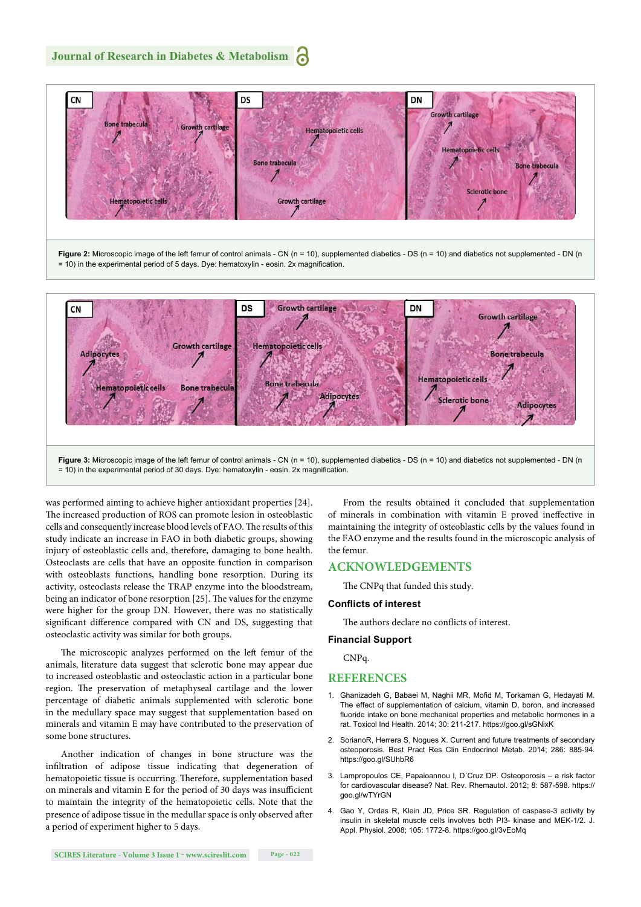**Figure 2:** Microscopic image of the left femur of control animals - CN (n = 10), supplemented diabetics - DS (n = 10) and diabetics not supplemented - DN (n = 10) in the experimental period of 5 days. Dye: hematoxylin - eosin. 2x magnification.

**Figure 3:** Microscopic image of the left femur of control animals - CN (n = 10), supplemented diabetics - DS (n = 10) and diabetics not supplemented - DN (n = 10) in the experimental period of 30 days. Dye: hematoxylin - eosin. 2x magnification.

was performed aiming to achieve higher antioxidant properties [24]. The increased production of ROS can promote lesion in osteoblastic cells and consequently increase blood levels of FAO. The results of this study indicate an increase in FAO in both diabetic groups, showing injury of osteoblastic cells and, therefore, damaging to bone health. Osteoclasts are cells that have an opposite function in comparison with osteoblasts functions, handling bone resorption. During its activity, osteoclasts release the TRAP enzyme into the bloodstream, being an indicator of bone resorption [25]. The values for the enzyme were higher for the group DN. However, there was no statistically significant difference compared with CN and DS, suggesting that osteoclastic activity was similar for both groups.

The microscopic analyzes performed on the left femur of the animals, literature data suggest that sclerotic bone may appear due to increased osteoblastic and osteoclastic action in a particular bone region. The preservation of metaphyseal cartilage and the lower percentage of diabetic animals supplemented with sclerotic bone in the medullary space may suggest that supplementation based on minerals and vitamin E may have contributed to the preservation of some bone structures.

Another indication of changes in bone structure was the infiltration of adipose tissue indicating that degeneration of hematopoietic tissue is occurring. Therefore, supplementation based on minerals and vitamin E for the period of 30 days was insufficient to maintain the integrity of the hematopoietic cells. Note that the presence of adipose tissue in the medullar space is only observed after a period of experiment higher to 5 days.

From the results obtained it concluded that supplementation of minerals in combination with vitamin E proved ineffective in maintaining the integrity of osteoblastic cells by the values found in the FAO enzyme and the results found in the microscopic analysis of the femur.

## ACKNOWLEDGEMENTS

The CNPq that funded this study.

### Conflicts of interest

The authors declare no conflicts of interest.

### Financial Support

CNPq.

## REFERENCES

1. Ghanizadeh G, Babaei M, Naghii MR, Mofid M, Torkaman G, Hedayati M. The effect of supplementation of calcium, vitamin D, boron, and increased fluoride intake on bone mechanical properties and metabolic hormones in a rat. Toxicol Ind Health. 2014; 30: 211-217. https://goo.gl/sGNixK
2. SorianoR, Herrera S, Nogues X. Current and future treatments of secondary osteoporosis. Best Pract Res Clin Endocrinol Metab. 2014; 286: 885-94. https://goo.gl/SUhbR6
3. Lampropoulos CE, Papaioannou I, D´Cruz DP. Osteoporosis – a risk factor for cardiovascular disease? Nat. Rev. Rhemautol. 2012; 8: 587-598. https://goo.gl/wTYrGN
4. Gao Y, Ordas R, Klein JD, Price SR. Regulation of caspase-3 activity by insulin in skeletal muscle cells involves both PI3- kinase and MEK-1/2. J. Appl. Physiol. 2008; 105: 1772-8. https://goo.gl/3vEoMq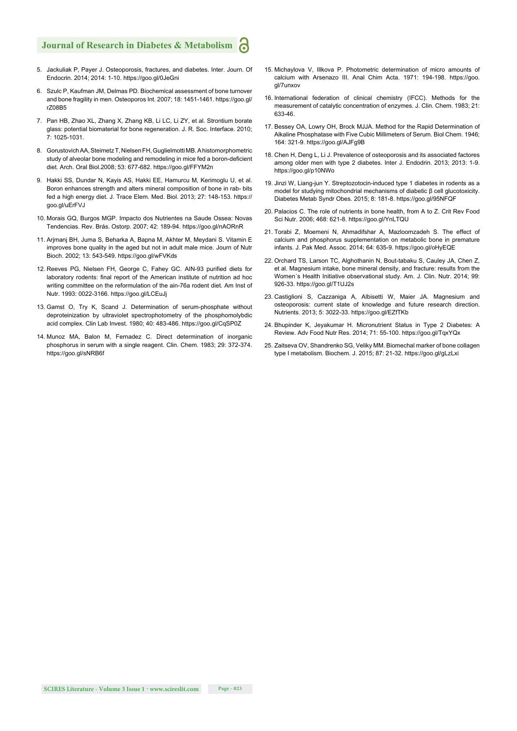5. Jackuliak P, Payer J. Osteoporosis, fractures, and diabetes. Inter. Journ. Of Endocrin. 2014; 2014: 1-10. https://goo.gl/0JeGni

6. Szulc P, Kaufman JM, Delmas PD. Biochemical assessment of bone turnover and bone fragility in men. Osteoporos Int. 2007; 18: 1451-1461. https://goo.gl/rZ08B5

7. Pan HB, Zhao XL, Zhang X, Zhang KB, Li LC, Li ZY, et al. Strontium borate glass: potential biomaterial for bone regeneration. J. R. Soc. Interface. 2010; 7: 1025-1031.

8. Gorustovich AA, Steimetz T, Nielsen FH, Guglielmotti MB. A histomorphometric study of alveolar bone modeling and remodeling in mice fed a boron-deficient diet. Arch. Oral Biol.2008; 53: 677-682. https://goo.gl/FFYM2n

9. Hakki SS, Dundar N, Kayis AS, Hakki EE, Hamurcu M, Kerimoglu U, et al. Boron enhances strength and alters mineral composition of bone in rab- bits fed a high energy diet. J. Trace Elem. Med. Biol. 2013; 27: 148-153. https://goo.gl/uErFVJ

10. Morais GQ, Burgos MGP. Impacto dos Nutrientes na Saude Ossea: Novas Tendencias. Rev. Brás. Ostorp. 2007; 42: 189-94. https://goo.gl/nAORnR

11. Arjmanj BH, Juma S, Beharka A, Bapna M, Akhter M, Meydani S. Vitamin E improves bone quality in the aged but not in adult male mice. Journ of Nutr Bioch. 2002; 13: 543-549. https://goo.gl/wFVKds

12. Reeves PG, Nielsen FH, George C, Fahey GC. AIN-93 purified diets for laboratory rodents: final report of the American institute of nutrition ad hoc writing committee on the reformulation of the ain-76a rodent diet. Am Inst of Nutr. 1993: 0022-3166. https://goo.gl/LCEuJj

13. Gamst O, Try K, Scand J. Determination of serum-phosphate without deproteinization by ultraviolet spectrophotometry of the phosphomolybdic acid complex. Clin Lab Invest. 1980; 40: 483-486. https://goo.gl/CqSP0Z

14. Munoz MA, Balon M, Fernadez C. Direct determination of inorganic phosphorus in serum with a single reagent. Clin. Chem. 1983; 29: 372-374. https://goo.gl/sNRB6f

15. Michaylova V, Illkova P. Photometric determination of micro amounts of calcium with Arsenazo III. Anal Chim Acta. 1971: 194-198. https://goo.gl/7unxov

16. International federation of clinical chemistry (IFCC). Methods for the measurement of catalytic concentration of enzymes. J. Clin. Chem. 1983; 21: 633-46.

17. Bessey OA, Lowry OH, Brock MJJA. Method for the Rapid Determination of Alkaline Phosphatase with Five Cubic Millimeters of Serum. Biol Chem. 1946; 164: 321-9. https://goo.gl/AJFg9B

18. Chen H, Deng L, Li J. Prevalence of osteoporosis and its associated factores among older men with type 2 diabetes. Inter J. Endodrin. 2013; 2013: 1-9. https://goo.gl/p10NWo

19. Jinzi W, Liang-jun Y. Streptozotocin-induced type 1 diabetes in rodents as a model for studying mitochondrial mechanisms of diabetic β cell glucotoxicity. Diabetes Metab Syndr Obes. 2015; 8: 181-8. https://goo.gl/95NFQF

20. Palacios C. The role of nutrients in bone health, from A to Z. Crit Rev Food Sci Nutr. 2006; 468: 621-8. https://goo.gl/YnLTQU

21. Torabi Z, Moemeni N, Ahmadifshar A, Mazloomzadeh S. The effect of calcium and phosphorus supplementation on metabolic bone in premature infants. J. Pak Med. Assoc. 2014; 64: 635-9. https://goo.gl/oHyEQE

22. Orchard TS, Larson TC, Alghothanin N, Bout-tabaku S, Cauley JA, Chen Z, et al. Magnesium intake, bone mineral density, and fracture: results from the Women´s Health Initiative observational study. Am. J. Clin. Nutr. 2014; 99: 926-33. https://goo.gl/T1UJ2s

23. Castiglioni S, Cazzaniga A, Albisetti W, Maier JA. Magnesium and osteoporosis: current state of knowledge and future research direction. Nutrients. 2013; 5: 3022-33. https://goo.gl/EZfTKb

24. Bhupinder K, Jeyakumar H. Micronutrient Status in Type 2 Diabetes: A Review. Adv Food Nutr Res. 2014; 71: 55-100. https://goo.gl/TqxYQx

25. Zaitseva OV, Shandrenko SG, Veliky MM. Biomechal marker of bone collagen type I metabolism. Biochem. J. 2015; 87: 21-32. https://goo.gl/gLzLxi